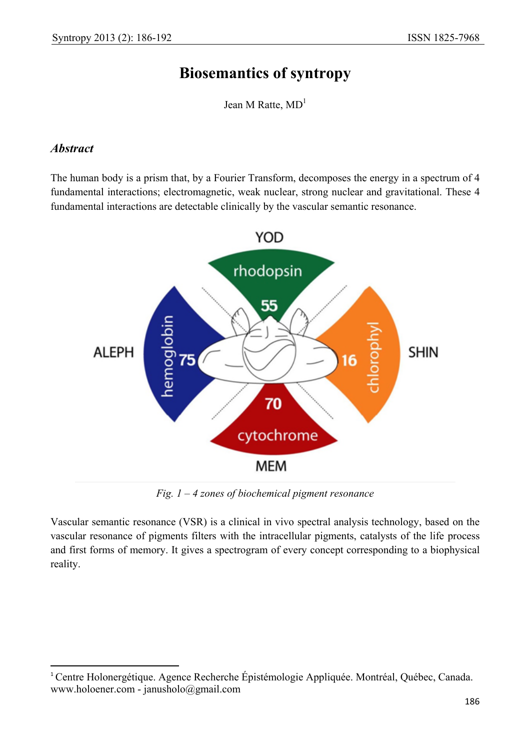# Biosemantics of syntropy

Jean M Ratte, MD[1]

## *Abstract*

The human body is a prism that, by a Fourier Transform, decomposes the energy in a spectrum of 4 fundamental interactions; electromagnetic, weak nuclear, strong nuclear and gravitational. These 4 fundamental interactions are detectable clinically by the vascular semantic resonance.

*Fig. 1 – 4 zones of biochemical pigment resonance*

Vascular semantic resonance (VSR) is a clinical in vivo spectral analysis technology, based on the vascular resonance of pigments filters with the intracellular pigments, catalysts of the life process and first forms of memory. It gives a spectrogram of every concept corresponding to a biophysical reality.

[1] Centre Holonergétique. Agence Recherche Épistémologie Appliquée. Montréal, Québec, Canada. www.holoener.com - janusholo@gmail.com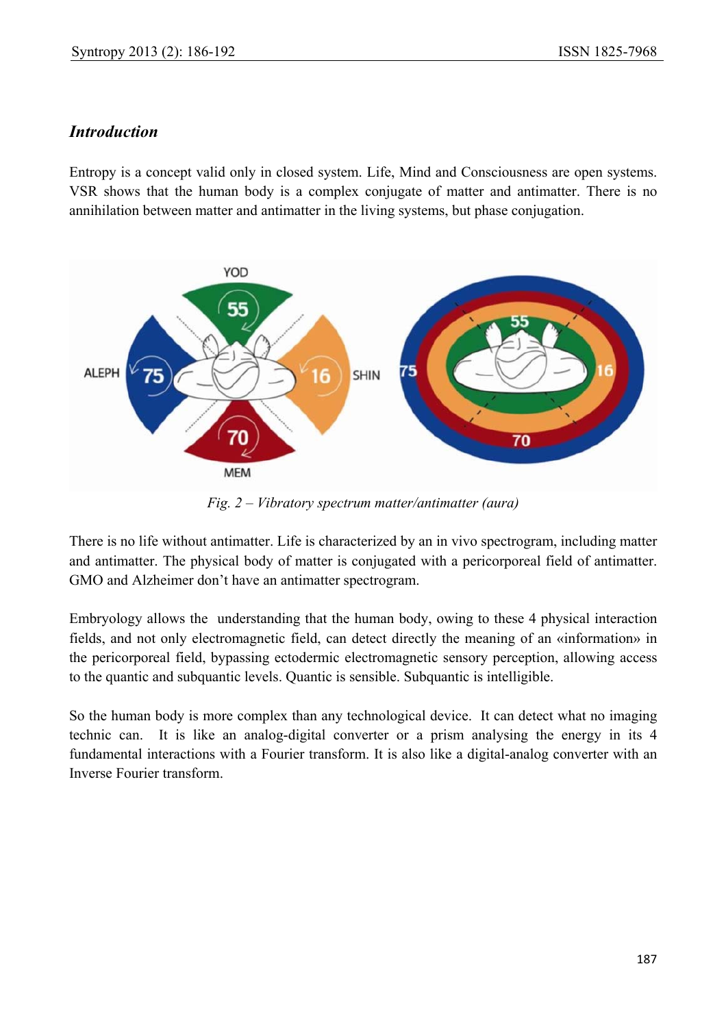## *Introduction*

Entropy is a concept valid only in closed system. Life, Mind and Consciousness are open systems. VSR shows that the human body is a complex conjugate of matter and antimatter. There is no annihilation between matter and antimatter in the living systems, but phase conjugation.

*Fig. 2 – Vibratory spectrum matter/antimatter (aura)*

There is no life without antimatter. Life is characterized by an in vivo spectrogram, including matter and antimatter. The physical body of matter is conjugated with a pericorporeal field of antimatter. GMO and Alzheimer don't have an antimatter spectrogram.

Embryology allows the understanding that the human body, owing to these 4 physical interaction fields, and not only electromagnetic field, can detect directly the meaning of an «information» in the pericorporeal field, bypassing ectodermic electromagnetic sensory perception, allowing access to the quantic and subquantic levels. Quantic is sensible. Subquantic is intelligible.

So the human body is more complex than any technological device. It can detect what no imaging technic can. It is like an analog-digital converter or a prism analysing the energy in its 4 fundamental interactions with a Fourier transform. It is also like a digital-analog converter with an Inverse Fourier transform.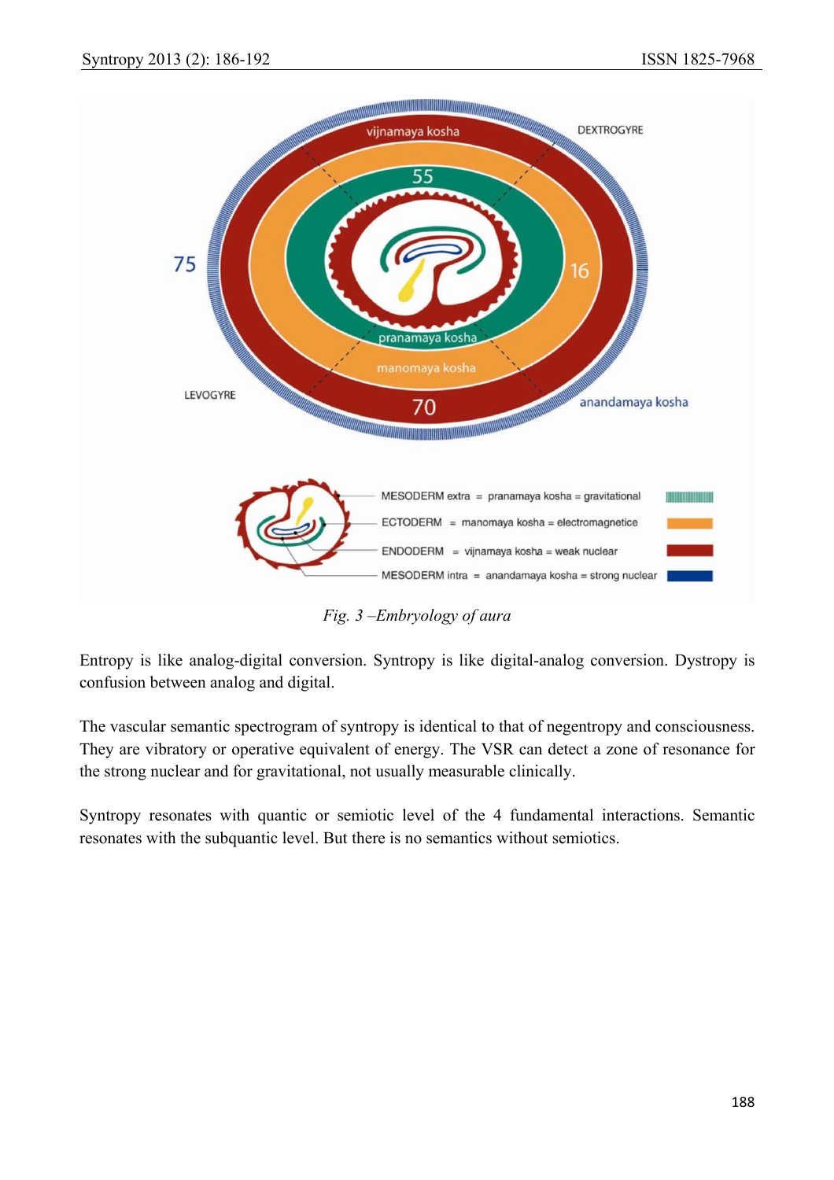Fig. 3 –Embryology of aura

Entropy is like analog-digital conversion. Syntropy is like digital-analog conversion. Dystropy is confusion between analog and digital.

The vascular semantic spectrogram of syntropy is identical to that of negentropy and consciousness. They are vibratory or operative equivalent of energy. The VSR can detect a zone of resonance for the strong nuclear and for gravitational, not usually measurable clinically.

Syntropy resonates with quantic or semiotic level of the 4 fundamental interactions. Semantic resonates with the subquantic level. But there is no semantics without semiotics.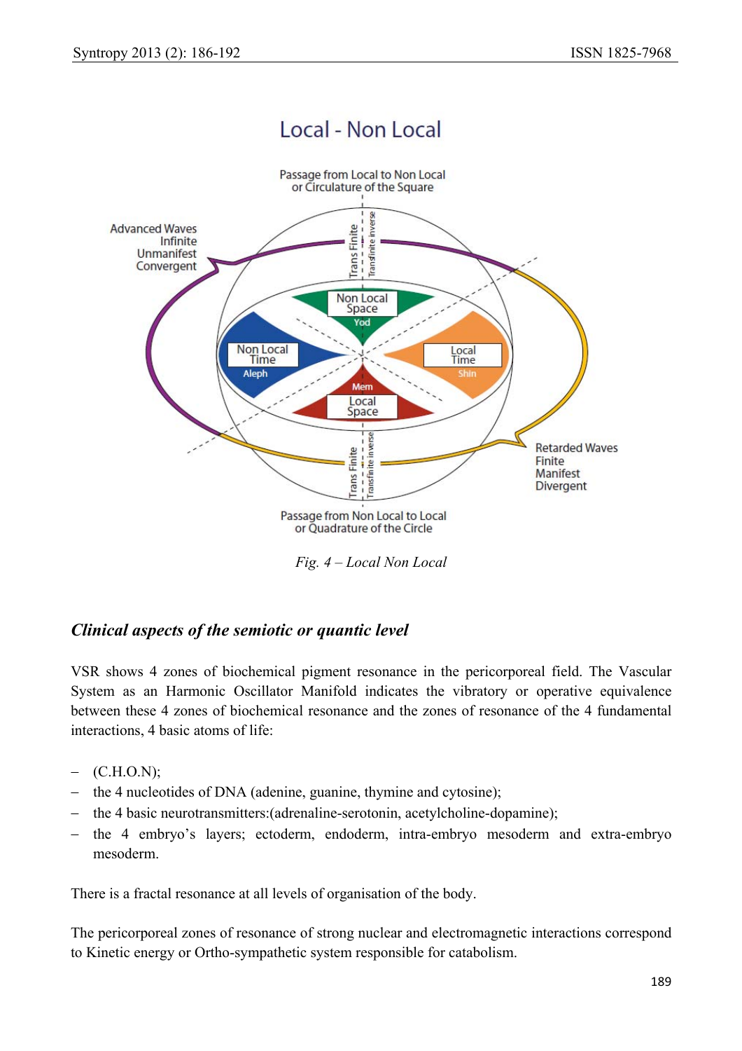Fig. 4 – Local Non Local

### *Clinical aspects of the semiotic or quantic level*

VSR shows 4 zones of biochemical pigment resonance in the pericorporeal field. The Vascular System as an Harmonic Oscillator Manifold indicates the vibratory or operative equivalence between these 4 zones of biochemical resonance and the zones of resonance of the 4 fundamental interactions, 4 basic atoms of life:

- (C.H.O.N);
- the 4 nucleotides of DNA (adenine, guanine, thymine and cytosine);
- the 4 basic neurotransmitters:(adrenaline-serotonin, acetylcholine-dopamine);
- the 4 embryo's layers; ectoderm, endoderm, intra-embryo mesoderm and extra-embryo mesoderm.

There is a fractal resonance at all levels of organisation of the body.

The pericorporeal zones of resonance of strong nuclear and electromagnetic interactions correspond to Kinetic energy or Ortho-sympathetic system responsible for catabolism.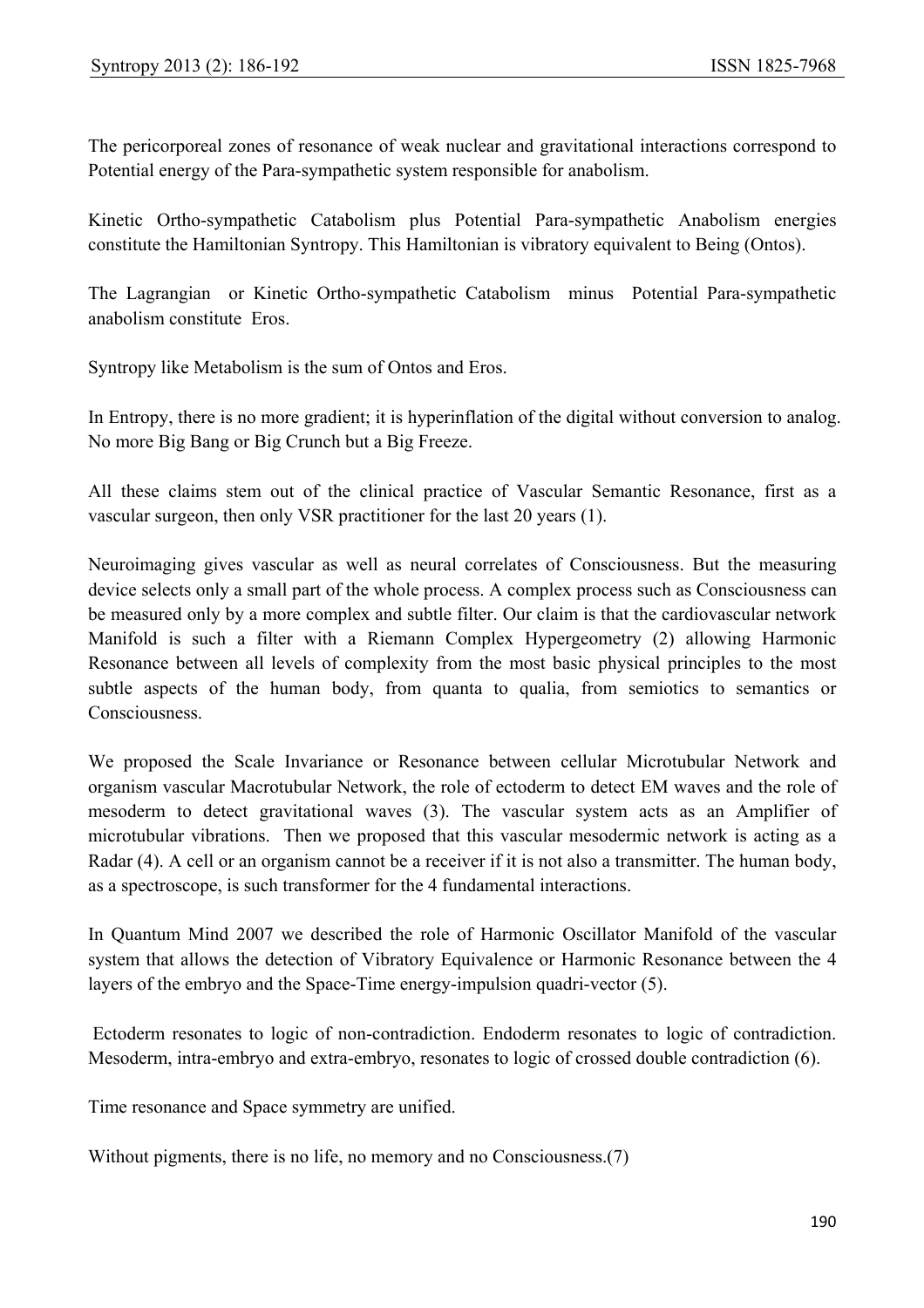The pericorporeal zones of resonance of weak nuclear and gravitational interactions correspond to Potential energy of the Para-sympathetic system responsible for anabolism.

Kinetic Ortho-sympathetic Catabolism plus Potential Para-sympathetic Anabolism energies constitute the Hamiltonian Syntropy. This Hamiltonian is vibratory equivalent to Being (Ontos).

The Lagrangian or Kinetic Ortho-sympathetic Catabolism minus Potential Para-sympathetic anabolism constitute Eros.

Syntropy like Metabolism is the sum of Ontos and Eros.

In Entropy, there is no more gradient; it is hyperinflation of the digital without conversion to analog. No more Big Bang or Big Crunch but a Big Freeze.

All these claims stem out of the clinical practice of Vascular Semantic Resonance, first as a vascular surgeon, then only VSR practitioner for the last 20 years (1).

Neuroimaging gives vascular as well as neural correlates of Consciousness. But the measuring device selects only a small part of the whole process. A complex process such as Consciousness can be measured only by a more complex and subtle filter. Our claim is that the cardiovascular network Manifold is such a filter with a Riemann Complex Hypergeometry (2) allowing Harmonic Resonance between all levels of complexity from the most basic physical principles to the most subtle aspects of the human body, from quanta to qualia, from semiotics to semantics or Consciousness.

We proposed the Scale Invariance or Resonance between cellular Microtubular Network and organism vascular Macrotubular Network, the role of ectoderm to detect EM waves and the role of mesoderm to detect gravitational waves (3). The vascular system acts as an Amplifier of microtubular vibrations. Then we proposed that this vascular mesodermic network is acting as a Radar (4). A cell or an organism cannot be a receiver if it is not also a transmitter. The human body, as a spectroscope, is such transformer for the 4 fundamental interactions.

In Quantum Mind 2007 we described the role of Harmonic Oscillator Manifold of the vascular system that allows the detection of Vibratory Equivalence or Harmonic Resonance between the 4 layers of the embryo and the Space-Time energy-impulsion quadri-vector (5).

Ectoderm resonates to logic of non-contradiction. Endoderm resonates to logic of contradiction. Mesoderm, intra-embryo and extra-embryo, resonates to logic of crossed double contradiction (6).

Time resonance and Space symmetry are unified.

Without pigments, there is no life, no memory and no Consciousness.(7)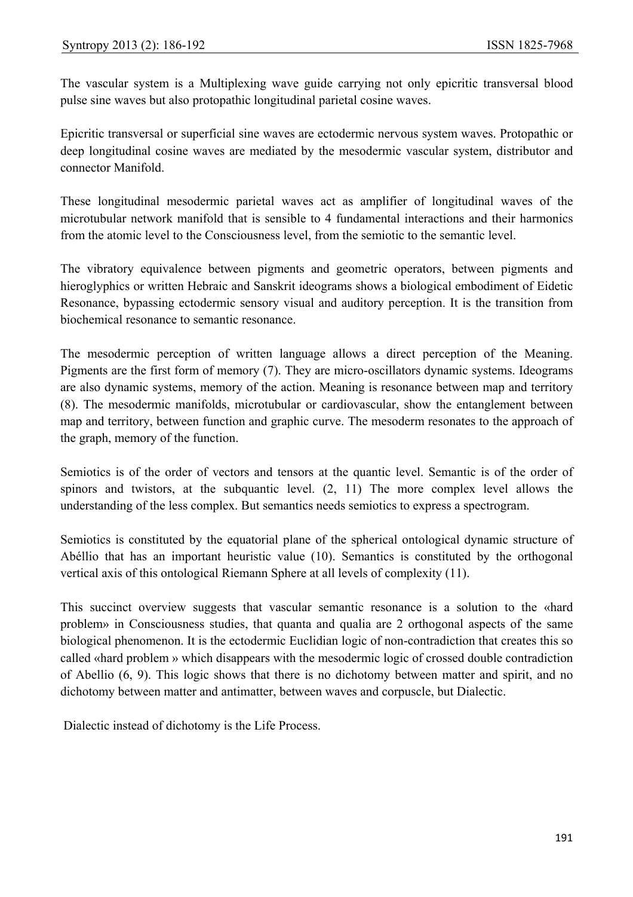The vascular system is a Multiplexing wave guide carrying not only epicritic transversal blood pulse sine waves but also protopathic longitudinal parietal cosine waves.

Epicritic transversal or superficial sine waves are ectodermic nervous system waves. Protopathic or deep longitudinal cosine waves are mediated by the mesodermic vascular system, distributor and connector Manifold.

These longitudinal mesodermic parietal waves act as amplifier of longitudinal waves of the microtubular network manifold that is sensible to 4 fundamental interactions and their harmonics from the atomic level to the Consciousness level, from the semiotic to the semantic level.

The vibratory equivalence between pigments and geometric operators, between pigments and hieroglyphics or written Hebraic and Sanskrit ideograms shows a biological embodiment of Eidetic Resonance, bypassing ectodermic sensory visual and auditory perception. It is the transition from biochemical resonance to semantic resonance.

The mesodermic perception of written language allows a direct perception of the Meaning. Pigments are the first form of memory (7). They are micro-oscillators dynamic systems. Ideograms are also dynamic systems, memory of the action. Meaning is resonance between map and territory (8). The mesodermic manifolds, microtubular or cardiovascular, show the entanglement between map and territory, between function and graphic curve. The mesoderm resonates to the approach of the graph, memory of the function.

Semiotics is of the order of vectors and tensors at the quantic level. Semantic is of the order of spinors and twistors, at the subquantic level. (2, 11) The more complex level allows the understanding of the less complex. But semantics needs semiotics to express a spectrogram.

Semiotics is constituted by the equatorial plane of the spherical ontological dynamic structure of Abéllio that has an important heuristic value (10). Semantics is constituted by the orthogonal vertical axis of this ontological Riemann Sphere at all levels of complexity (11).

This succinct overview suggests that vascular semantic resonance is a solution to the «hard problem» in Consciousness studies, that quanta and qualia are 2 orthogonal aspects of the same biological phenomenon. It is the ectodermic Euclidian logic of non-contradiction that creates this so called «hard problem » which disappears with the mesodermic logic of crossed double contradiction of Abellio (6, 9). This logic shows that there is no dichotomy between matter and spirit, and no dichotomy between matter and antimatter, between waves and corpuscle, but Dialectic.

Dialectic instead of dichotomy is the Life Process.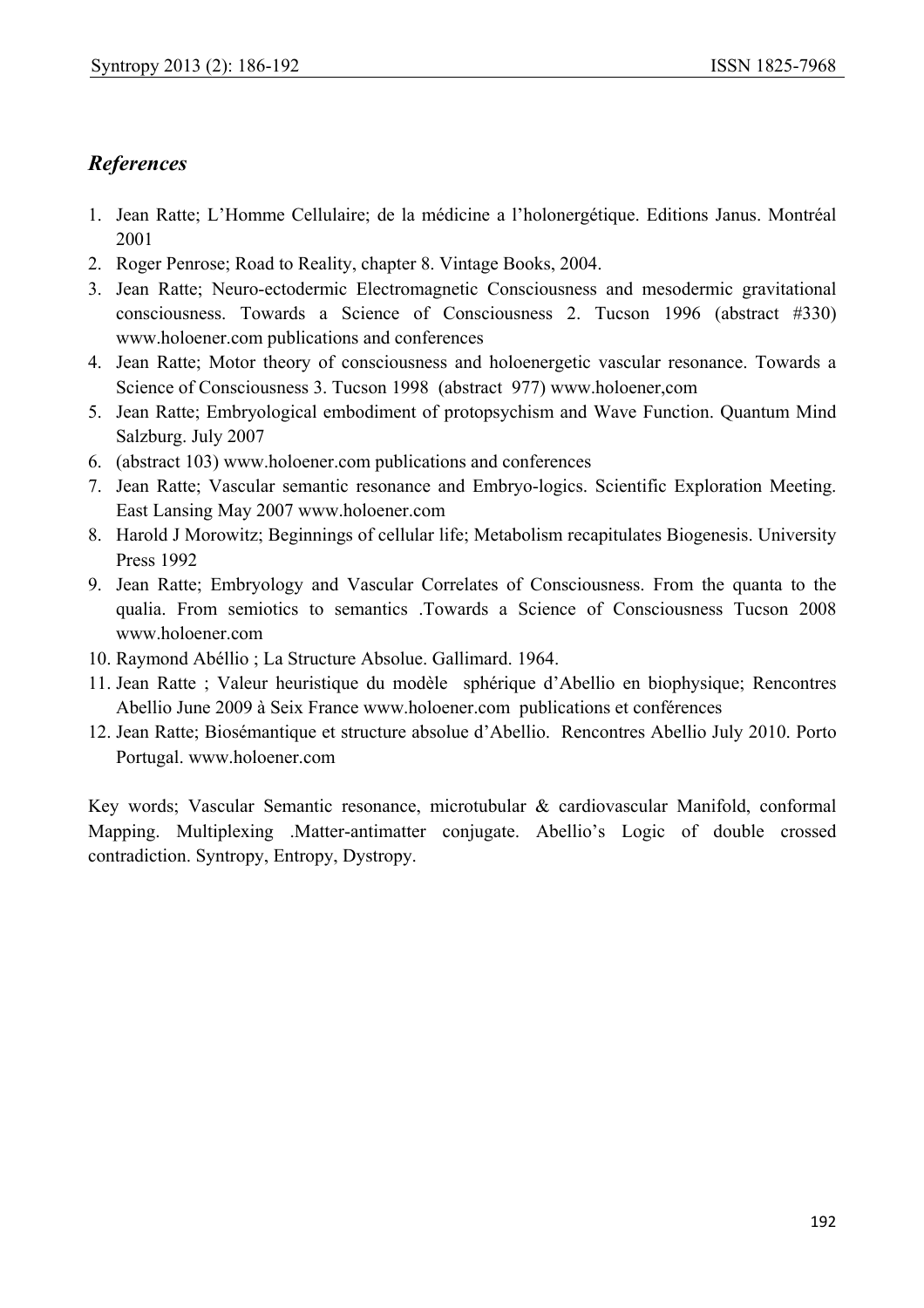## *References*

1. Jean Ratte; L'Homme Cellulaire; de la médicine a l'holonergétique. Editions Janus. Montréal 2001
2. Roger Penrose; Road to Reality, chapter 8. Vintage Books, 2004.
3. Jean Ratte; Neuro-ectodermic Electromagnetic Consciousness and mesodermic gravitational consciousness. Towards a Science of Consciousness 2. Tucson 1996 (abstract #330) www.holoener.com publications and conferences
4. Jean Ratte; Motor theory of consciousness and holoenergetic vascular resonance. Towards a Science of Consciousness 3. Tucson 1998 (abstract 977) www.holoener,com
5. Jean Ratte; Embryological embodiment of protopsychism and Wave Function. Quantum Mind Salzburg. July 2007
6. (abstract 103) www.holoener.com publications and conferences
7. Jean Ratte; Vascular semantic resonance and Embryo-logics. Scientific Exploration Meeting. East Lansing May 2007 www.holoener.com
8. Harold J Morowitz; Beginnings of cellular life; Metabolism recapitulates Biogenesis. University Press 1992
9. Jean Ratte; Embryology and Vascular Correlates of Consciousness. From the quanta to the qualia. From semiotics to semantics .Towards a Science of Consciousness Tucson 2008 www.holoener.com
10. Raymond Abéllio ; La Structure Absolue. Gallimard. 1964.
11. Jean Ratte ; Valeur heuristique du modèle sphérique d'Abellio en biophysique; Rencontres Abellio June 2009 à Seix France www.holoener.com publications et conférences
12. Jean Ratte; Biosémantique et structure absolue d'Abellio. Rencontres Abellio July 2010. Porto Portugal. www.holoener.com

Key words; Vascular Semantic resonance, microtubular & cardiovascular Manifold, conformal Mapping. Multiplexing .Matter-antimatter conjugate. Abellio's Logic of double crossed contradiction. Syntropy, Entropy, Dystropy.